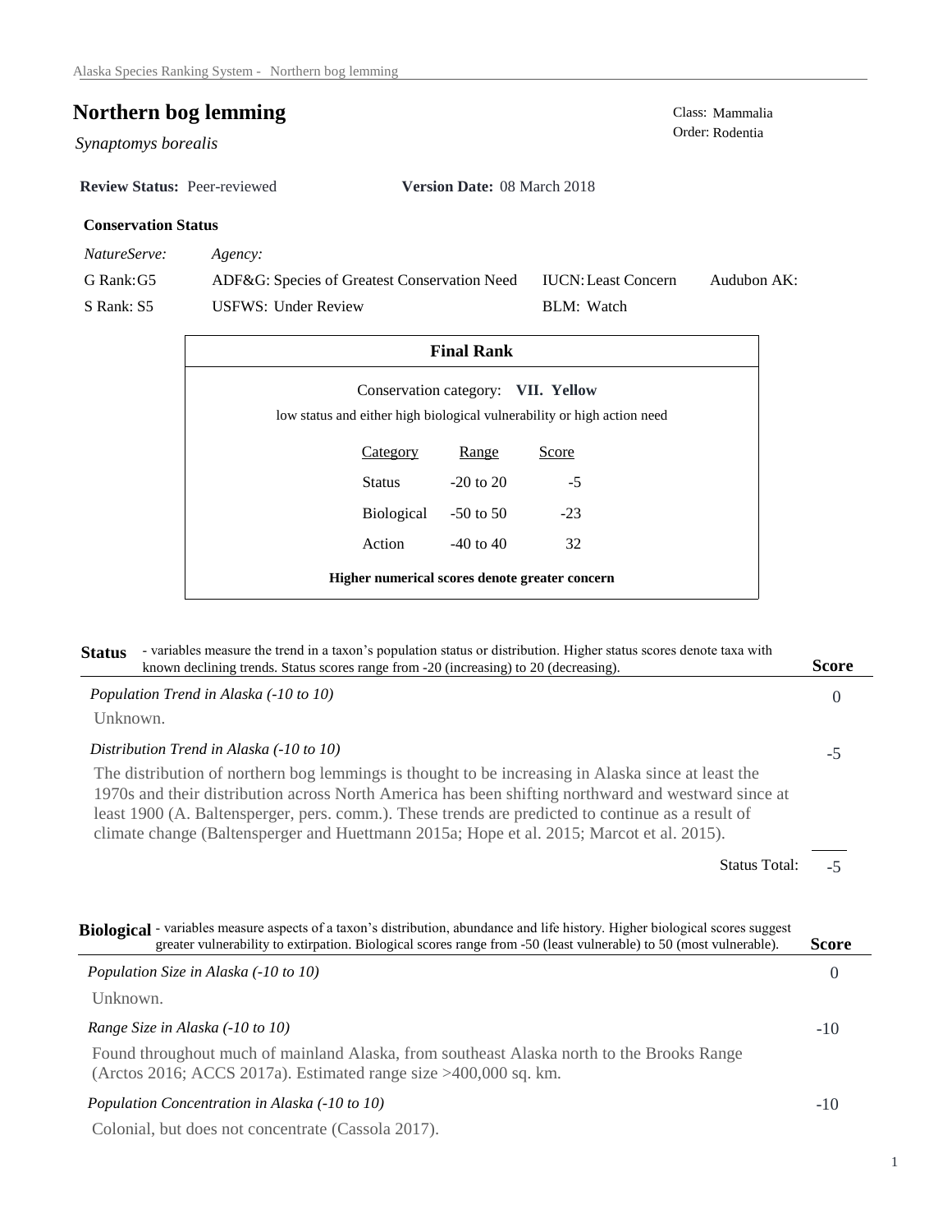# Northern bog lemming

*Synaptomys borealis*

Class: Mammalia
Order: Rodentia

**Review Status:** Peer-reviewed **Version Date:** 08 March 2018

### Conservation Status

| *NatureServe:* | *Agency:* | | |
|---|---|---|---|
| G Rank: G5 | ADF&G: Species of Greatest Conservation Need | IUCN: Least Concern | Audubon AK: |
| S Rank: S5 | USFWS: Under Review | BLM: Watch | |

### Final Rank

Conservation category: **VII. Yellow**

low status and either high biological vulnerability or high action need

| Category | Range | Score |
|---|---|---|
| Status | -20 to 20 | -5 |
| Biological | -50 to 50 | -23 |
| Action | -40 to 40 | 32 |

**Higher numerical scores denote greater concern**

## Status

- variables measure the trend in a taxon's population status or distribution. Higher status scores denote taxa with known declining trends. Status scores range from -20 (increasing) to 20 (decreasing).

| | Score |
|---|---|
| *Population Trend in Alaska (-10 to 10)* | 0 |

Unknown.

| | Score |
|---|---|
| *Distribution Trend in Alaska (-10 to 10)* | -5 |

The distribution of northern bog lemmings is thought to be increasing in Alaska since at least the 1970s and their distribution across North America has been shifting northward and westward since at least 1900 (A. Baltensperger, pers. comm.). These trends are predicted to continue as a result of climate change (Baltensperger and Huettmann 2015a; Hope et al. 2015; Marcot et al. 2015).

Status Total: -5

## Biological

- variables measure aspects of a taxon's distribution, abundance and life history. Higher biological scores suggest greater vulnerability to extirpation. Biological scores range from -50 (least vulnerable) to 50 (most vulnerable).

| | Score |
|---|---|
| *Population Size in Alaska (-10 to 10)* | 0 |

Unknown.

| | Score |
|---|---|
| *Range Size in Alaska (-10 to 10)* | -10 |

Found throughout much of mainland Alaska, from southeast Alaska north to the Brooks Range (Arctos 2016; ACCS 2017a). Estimated range size >400,000 sq. km.

| | Score |
|---|---|
| *Population Concentration in Alaska (-10 to 10)* | -10 |

Colonial, but does not concentrate (Cassola 2017).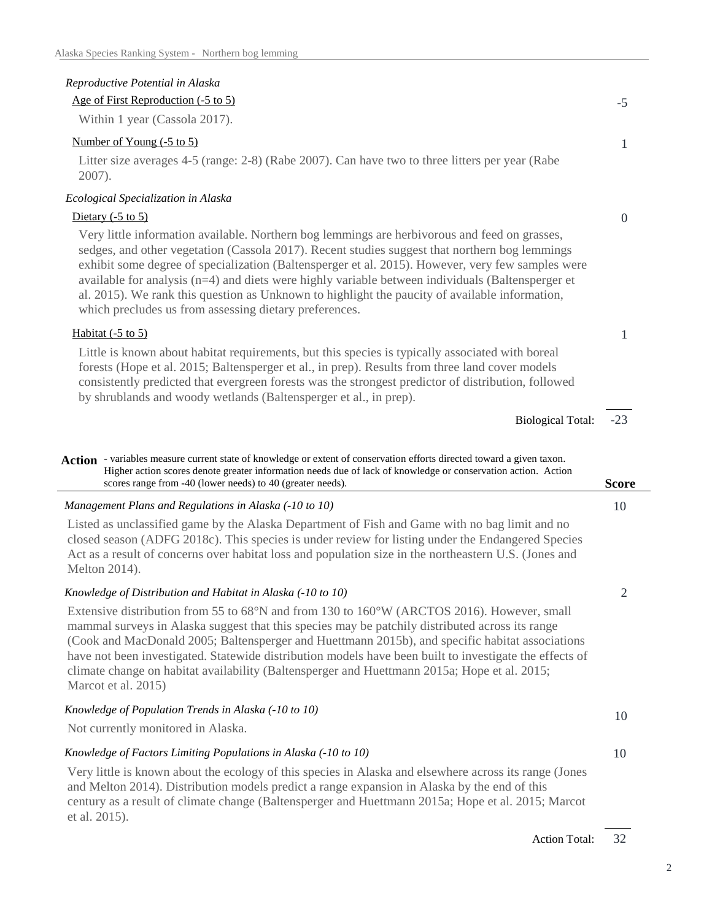*Reproductive Potential in Alaska*

Age of First Reproduction (-5 to 5) — **-5**

Within 1 year (Cassola 2017).

Number of Young (-5 to 5) — **1**

Litter size averages 4-5 (range: 2-8) (Rabe 2007). Can have two to three litters per year (Rabe 2007).

*Ecological Specialization in Alaska*

Dietary (-5 to 5) — **0**

Very little information available. Northern bog lemmings are herbivorous and feed on grasses, sedges, and other vegetation (Cassola 2017). Recent studies suggest that northern bog lemmings exhibit some degree of specialization (Baltensperger et al. 2015). However, very few samples were available for analysis (n=4) and diets were highly variable between individuals (Baltensperger et al. 2015). We rank this question as Unknown to highlight the paucity of available information, which precludes us from assessing dietary preferences.

Habitat (-5 to 5) — **1**

Little is known about habitat requirements, but this species is typically associated with boreal forests (Hope et al. 2015; Baltensperger et al., in prep). Results from three land cover models consistently predicted that evergreen forests was the strongest predictor of distribution, followed by shrublands and woody wetlands (Baltensperger et al., in prep).

Biological Total: **-23**

**Action** - variables measure current state of knowledge or extent of conservation efforts directed toward a given taxon. Higher action scores denote greater information needs due of lack of knowledge or conservation action. Action scores range from -40 (lower needs) to 40 (greater needs).

**Score**

*Management Plans and Regulations in Alaska (-10 to 10)* — **10**

Listed as unclassified game by the Alaska Department of Fish and Game with no bag limit and no closed season (ADFG 2018c). This species is under review for listing under the Endangered Species Act as a result of concerns over habitat loss and population size in the northeastern U.S. (Jones and Melton 2014).

*Knowledge of Distribution and Habitat in Alaska (-10 to 10)* — **2**

Extensive distribution from 55 to 68°N and from 130 to 160°W (ARCTOS 2016). However, small mammal surveys in Alaska suggest that this species may be patchily distributed across its range (Cook and MacDonald 2005; Baltensperger and Huettmann 2015b), and specific habitat associations have not been investigated. Statewide distribution models have been built to investigate the effects of climate change on habitat availability (Baltensperger and Huettmann 2015a; Hope et al. 2015; Marcot et al. 2015)

*Knowledge of Population Trends in Alaska (-10 to 10)* — **10**

Not currently monitored in Alaska.

*Knowledge of Factors Limiting Populations in Alaska (-10 to 10)* — **10**

Very little is known about the ecology of this species in Alaska and elsewhere across its range (Jones and Melton 2014). Distribution models predict a range expansion in Alaska by the end of this century as a result of climate change (Baltensperger and Huettmann 2015a; Hope et al. 2015; Marcot et al. 2015).

Action Total: **32**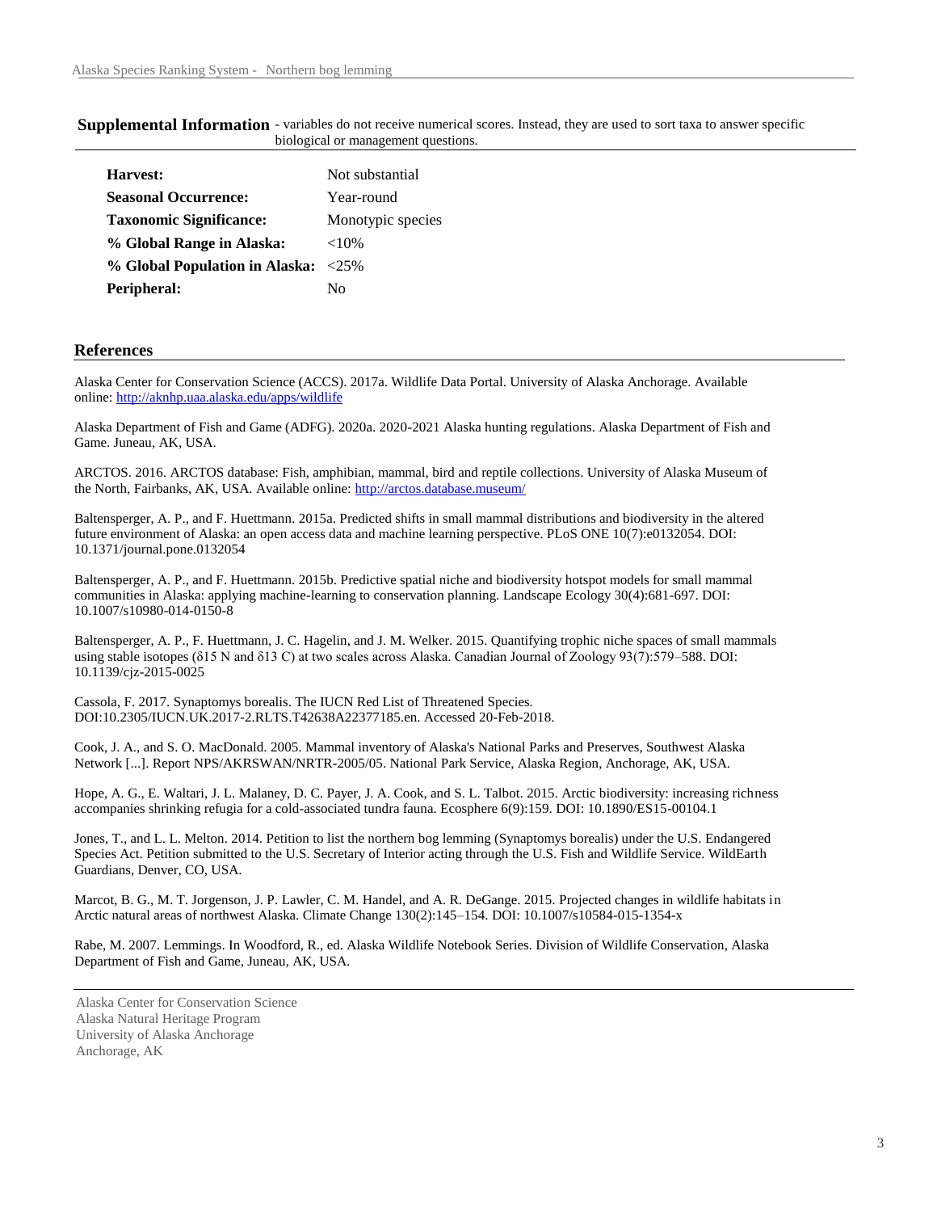## Supplemental Information

- variables do not receive numerical scores. Instead, they are used to sort taxa to answer specific biological or management questions.

| | |
|---|---|
| **Harvest:** | Not substantial |
| **Seasonal Occurrence:** | Year-round |
| **Taxonomic Significance:** | Monotypic species |
| **% Global Range in Alaska:** | <10% |
| **% Global Population in Alaska:** | <25% |
| **Peripheral:** | No |

## References

Alaska Center for Conservation Science (ACCS). 2017a. Wildlife Data Portal. University of Alaska Anchorage. Available online: http://aknhp.uaa.alaska.edu/apps/wildlife

Alaska Department of Fish and Game (ADFG). 2020a. 2020-2021 Alaska hunting regulations. Alaska Department of Fish and Game. Juneau, AK, USA.

ARCTOS. 2016. ARCTOS database: Fish, amphibian, mammal, bird and reptile collections. University of Alaska Museum of the North, Fairbanks, AK, USA. Available online: http://arctos.database.museum/

Baltensperger, A. P., and F. Huettmann. 2015a. Predicted shifts in small mammal distributions and biodiversity in the altered future environment of Alaska: an open access data and machine learning perspective. PLoS ONE 10(7):e0132054. DOI: 10.1371/journal.pone.0132054

Baltensperger, A. P., and F. Huettmann. 2015b. Predictive spatial niche and biodiversity hotspot models for small mammal communities in Alaska: applying machine-learning to conservation planning. Landscape Ecology 30(4):681-697. DOI: 10.1007/s10980-014-0150-8

Baltensperger, A. P., F. Huettmann, J. C. Hagelin, and J. M. Welker. 2015. Quantifying trophic niche spaces of small mammals using stable isotopes (δ15 N and δ13 C) at two scales across Alaska. Canadian Journal of Zoology 93(7):579–588. DOI: 10.1139/cjz-2015-0025

Cassola, F. 2017. Synaptomys borealis. The IUCN Red List of Threatened Species. DOI:10.2305/IUCN.UK.2017-2.RLTS.T42638A22377185.en. Accessed 20-Feb-2018.

Cook, J. A., and S. O. MacDonald. 2005. Mammal inventory of Alaska's National Parks and Preserves, Southwest Alaska Network [...]. Report NPS/AKRSWAN/NRTR-2005/05. National Park Service, Alaska Region, Anchorage, AK, USA.

Hope, A. G., E. Waltari, J. L. Malaney, D. C. Payer, J. A. Cook, and S. L. Talbot. 2015. Arctic biodiversity: increasing richness accompanies shrinking refugia for a cold-associated tundra fauna. Ecosphere 6(9):159. DOI: 10.1890/ES15-00104.1

Jones, T., and L. L. Melton. 2014. Petition to list the northern bog lemming (Synaptomys borealis) under the U.S. Endangered Species Act. Petition submitted to the U.S. Secretary of Interior acting through the U.S. Fish and Wildlife Service. WildEarth Guardians, Denver, CO, USA.

Marcot, B. G., M. T. Jorgenson, J. P. Lawler, C. M. Handel, and A. R. DeGange. 2015. Projected changes in wildlife habitats in Arctic natural areas of northwest Alaska. Climate Change 130(2):145–154. DOI: 10.1007/s10584-015-1354-x

Rabe, M. 2007. Lemmings. In Woodford, R., ed. Alaska Wildlife Notebook Series. Division of Wildlife Conservation, Alaska Department of Fish and Game, Juneau, AK, USA.

Alaska Center for Conservation Science
Alaska Natural Heritage Program
University of Alaska Anchorage
Anchorage, AK